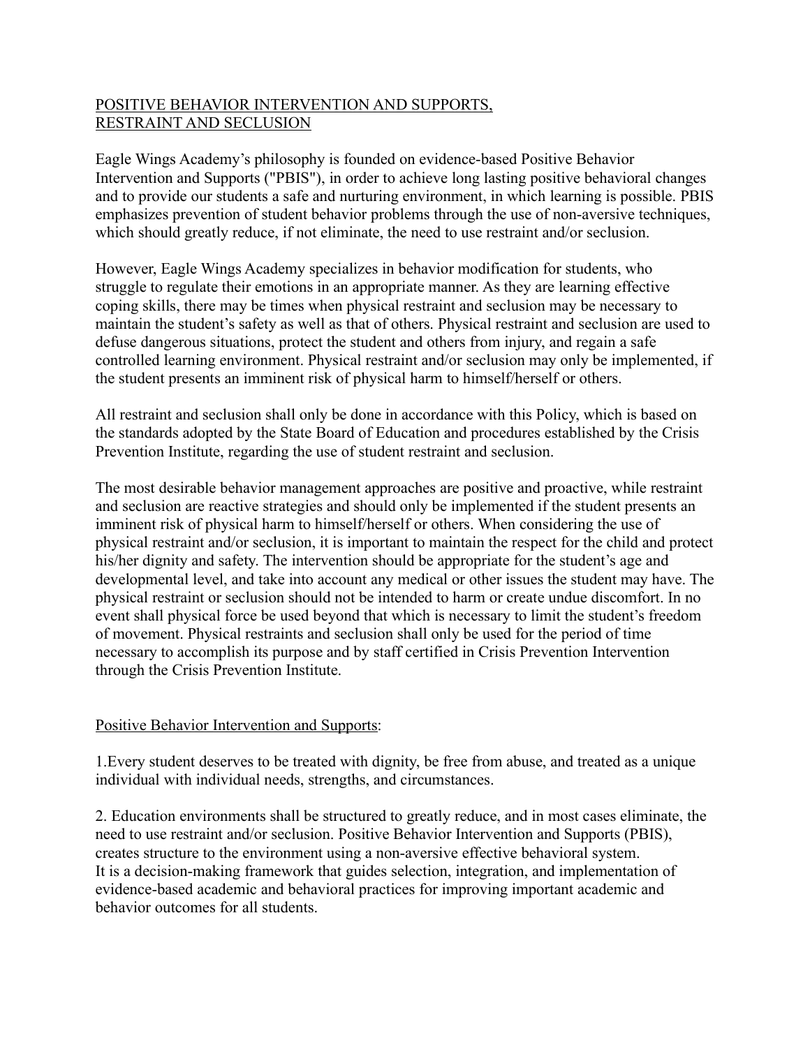# POSITIVE BEHAVIOR INTERVENTION AND SUPPORTS, RESTRAINT AND SECLUSION

Eagle Wings Academy's philosophy is founded on evidence-based Positive Behavior Intervention and Supports ("PBIS"), in order to achieve long lasting positive behavioral changes and to provide our students a safe and nurturing environment, in which learning is possible. PBIS emphasizes prevention of student behavior problems through the use of non-aversive techniques, which should greatly reduce, if not eliminate, the need to use restraint and/or seclusion.

However, Eagle Wings Academy specializes in behavior modification for students, who struggle to regulate their emotions in an appropriate manner. As they are learning effective coping skills, there may be times when physical restraint and seclusion may be necessary to maintain the student's safety as well as that of others. Physical restraint and seclusion are used to defuse dangerous situations, protect the student and others from injury, and regain a safe controlled learning environment. Physical restraint and/or seclusion may only be implemented, if the student presents an imminent risk of physical harm to himself/herself or others.

All restraint and seclusion shall only be done in accordance with this Policy, which is based on the standards adopted by the State Board of Education and procedures established by the Crisis Prevention Institute, regarding the use of student restraint and seclusion.

The most desirable behavior management approaches are positive and proactive, while restraint and seclusion are reactive strategies and should only be implemented if the student presents an imminent risk of physical harm to himself/herself or others. When considering the use of physical restraint and/or seclusion, it is important to maintain the respect for the child and protect his/her dignity and safety. The intervention should be appropriate for the student's age and developmental level, and take into account any medical or other issues the student may have. The physical restraint or seclusion should not be intended to harm or create undue discomfort. In no event shall physical force be used beyond that which is necessary to limit the student's freedom of movement. Physical restraints and seclusion shall only be used for the period of time necessary to accomplish its purpose and by staff certified in Crisis Prevention Intervention through the Crisis Prevention Institute.

## Positive Behavior Intervention and Supports:

1. Every student deserves to be treated with dignity, be free from abuse, and treated as a unique individual with individual needs, strengths, and circumstances.

2. Education environments shall be structured to greatly reduce, and in most cases eliminate, the need to use restraint and/or seclusion. Positive Behavior Intervention and Supports (PBIS), creates structure to the environment using a non-aversive effective behavioral system. It is a decision-making framework that guides selection, integration, and implementation of evidence-based academic and behavioral practices for improving important academic and behavior outcomes for all students.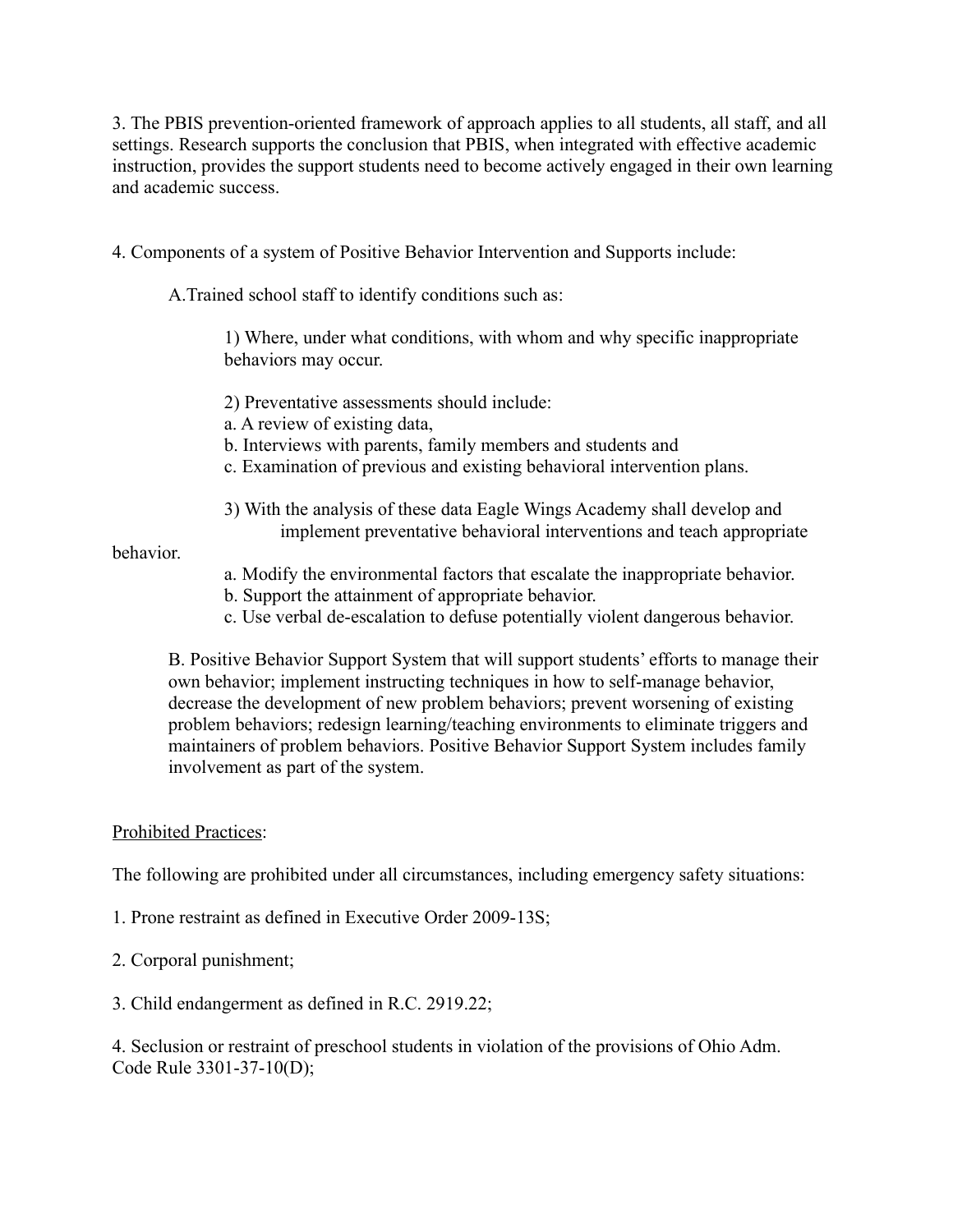3. The PBIS prevention-oriented framework of approach applies to all students, all staff, and all settings. Research supports the conclusion that PBIS, when integrated with effective academic instruction, provides the support students need to become actively engaged in their own learning and academic success.

4. Components of a system of Positive Behavior Intervention and Supports include:

A.Trained school staff to identify conditions such as:

1) Where, under what conditions, with whom and why specific inappropriate behaviors may occur.

2) Preventative assessments should include:
a. A review of existing data,
b. Interviews with parents, family members and students and
c. Examination of previous and existing behavioral intervention plans.

3) With the analysis of these data Eagle Wings Academy shall develop and implement preventative behavioral interventions and teach appropriate behavior.
a. Modify the environmental factors that escalate the inappropriate behavior.
b. Support the attainment of appropriate behavior.
c. Use verbal de-escalation to defuse potentially violent dangerous behavior.

B. Positive Behavior Support System that will support students' efforts to manage their own behavior; implement instructing techniques in how to self-manage behavior, decrease the development of new problem behaviors; prevent worsening of existing problem behaviors; redesign learning/teaching environments to eliminate triggers and maintainers of problem behaviors. Positive Behavior Support System includes family involvement as part of the system.

<u>Prohibited Practices</u>:

The following are prohibited under all circumstances, including emergency safety situations:

1. Prone restraint as defined in Executive Order 2009-13S;

2. Corporal punishment;

3. Child endangerment as defined in R.C. 2919.22;

4. Seclusion or restraint of preschool students in violation of the provisions of Ohio Adm. Code Rule 3301-37-10(D);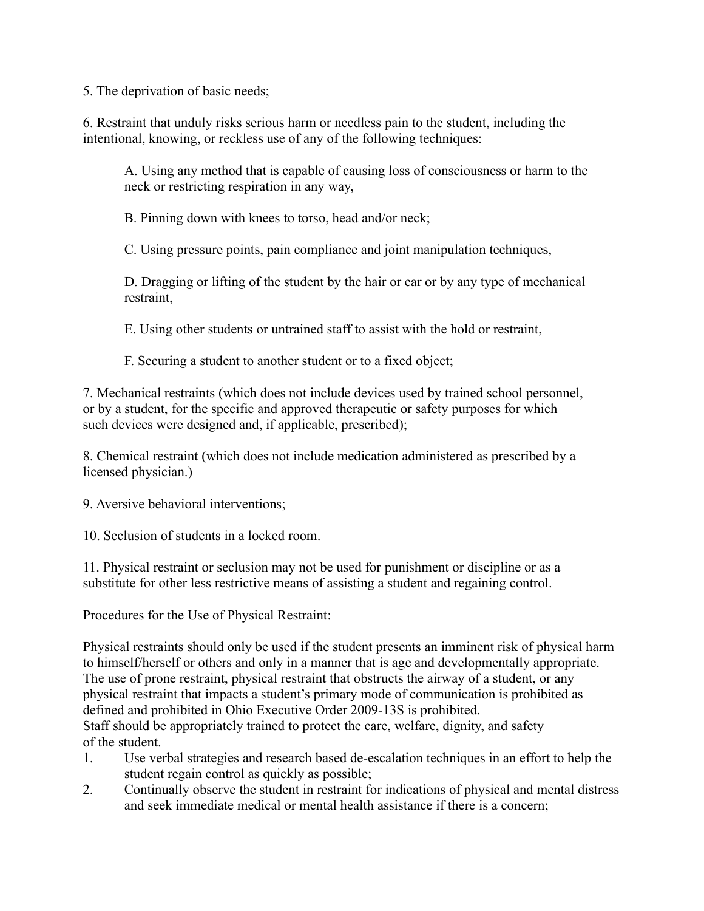5. The deprivation of basic needs;

6. Restraint that unduly risks serious harm or needless pain to the student, including the intentional, knowing, or reckless use of any of the following techniques:

   A. Using any method that is capable of causing loss of consciousness or harm to the neck or restricting respiration in any way,

   B. Pinning down with knees to torso, head and/or neck;

   C. Using pressure points, pain compliance and joint manipulation techniques,

   D. Dragging or lifting of the student by the hair or ear or by any type of mechanical restraint,

   E. Using other students or untrained staff to assist with the hold or restraint,

   F. Securing a student to another student or to a fixed object;

7. Mechanical restraints (which does not include devices used by trained school personnel, or by a student, for the specific and approved therapeutic or safety purposes for which such devices were designed and, if applicable, prescribed);

8. Chemical restraint (which does not include medication administered as prescribed by a licensed physician.)

9. Aversive behavioral interventions;

10. Seclusion of students in a locked room.

11. Physical restraint or seclusion may not be used for punishment or discipline or as a substitute for other less restrictive means of assisting a student and regaining control.

<u>Procedures for the Use of Physical Restraint</u>:

Physical restraints should only be used if the student presents an imminent risk of physical harm to himself/herself or others and only in a manner that is age and developmentally appropriate. The use of prone restraint, physical restraint that obstructs the airway of a student, or any physical restraint that impacts a student's primary mode of communication is prohibited as defined and prohibited in Ohio Executive Order 2009-13S is prohibited.
Staff should be appropriately trained to protect the care, welfare, dignity, and safety of the student.

1. Use verbal strategies and research based de-escalation techniques in an effort to help the student regain control as quickly as possible;
2. Continually observe the student in restraint for indications of physical and mental distress and seek immediate medical or mental health assistance if there is a concern;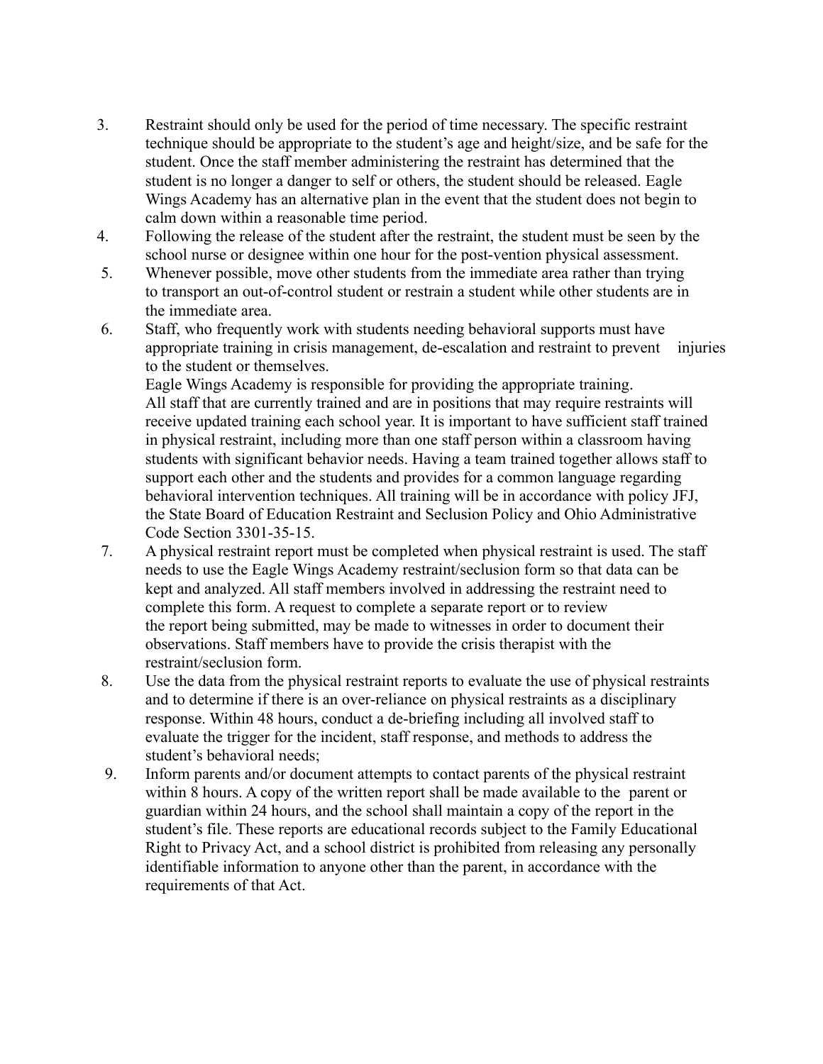3. Restraint should only be used for the period of time necessary. The specific restraint technique should be appropriate to the student's age and height/size, and be safe for the student. Once the staff member administering the restraint has determined that the student is no longer a danger to self or others, the student should be released. Eagle Wings Academy has an alternative plan in the event that the student does not begin to calm down within a reasonable time period.
4. Following the release of the student after the restraint, the student must be seen by the school nurse or designee within one hour for the post-vention physical assessment.
5. Whenever possible, move other students from the immediate area rather than trying to transport an out-of-control student or restrain a student while other students are in the immediate area.
6. Staff, who frequently work with students needing behavioral supports must have appropriate training in crisis management, de-escalation and restraint to prevent injuries to the student or themselves.
   Eagle Wings Academy is responsible for providing the appropriate training.
   All staff that are currently trained and are in positions that may require restraints will receive updated training each school year. It is important to have sufficient staff trained in physical restraint, including more than one staff person within a classroom having students with significant behavior needs. Having a team trained together allows staff to support each other and the students and provides for a common language regarding behavioral intervention techniques. All training will be in accordance with policy JFJ, the State Board of Education Restraint and Seclusion Policy and Ohio Administrative Code Section 3301-35-15.
7. A physical restraint report must be completed when physical restraint is used. The staff needs to use the Eagle Wings Academy restraint/seclusion form so that data can be kept and analyzed. All staff members involved in addressing the restraint need to complete this form. A request to complete a separate report or to review the report being submitted, may be made to witnesses in order to document their observations. Staff members have to provide the crisis therapist with the restraint/seclusion form.
8. Use the data from the physical restraint reports to evaluate the use of physical restraints and to determine if there is an over-reliance on physical restraints as a disciplinary response. Within 48 hours, conduct a de-briefing including all involved staff to evaluate the trigger for the incident, staff response, and methods to address the student's behavioral needs;
9. Inform parents and/or document attempts to contact parents of the physical restraint within 8 hours. A copy of the written report shall be made available to the parent or guardian within 24 hours, and the school shall maintain a copy of the report in the student's file. These reports are educational records subject to the Family Educational Right to Privacy Act, and a school district is prohibited from releasing any personally identifiable information to anyone other than the parent, in accordance with the requirements of that Act.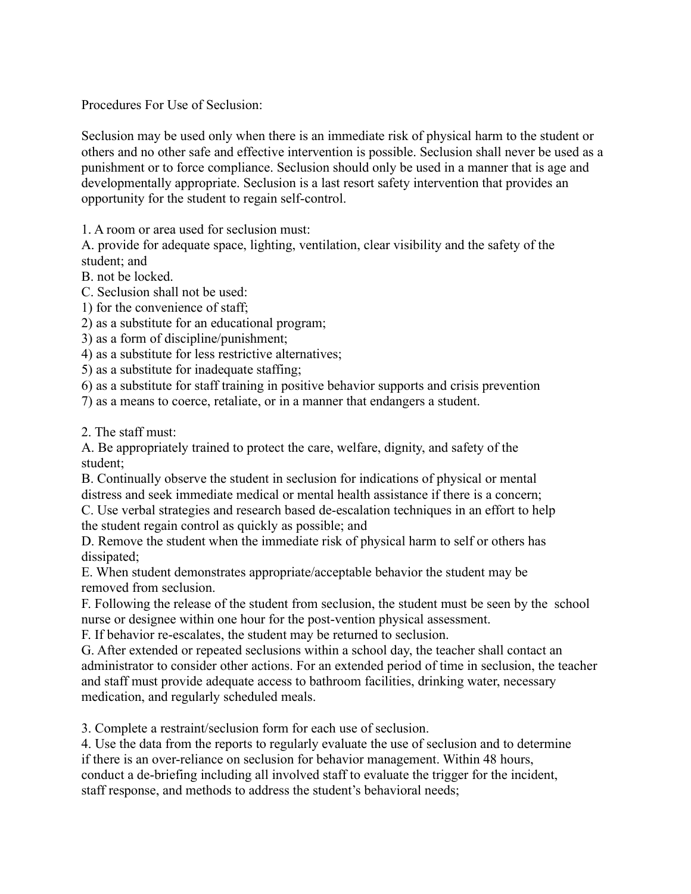Procedures For Use of Seclusion:

Seclusion may be used only when there is an immediate risk of physical harm to the student or others and no other safe and effective intervention is possible. Seclusion shall never be used as a punishment or to force compliance. Seclusion should only be used in a manner that is age and developmentally appropriate. Seclusion is a last resort safety intervention that provides an opportunity for the student to regain self-control.

1. A room or area used for seclusion must:
A. provide for adequate space, lighting, ventilation, clear visibility and the safety of the student; and
B. not be locked.
C. Seclusion shall not be used:
1) for the convenience of staff;
2) as a substitute for an educational program;
3) as a form of discipline/punishment;
4) as a substitute for less restrictive alternatives;
5) as a substitute for inadequate staffing;
6) as a substitute for staff training in positive behavior supports and crisis prevention
7) as a means to coerce, retaliate, or in a manner that endangers a student.

2. The staff must:
A. Be appropriately trained to protect the care, welfare, dignity, and safety of the student;
B. Continually observe the student in seclusion for indications of physical or mental distress and seek immediate medical or mental health assistance if there is a concern;
C. Use verbal strategies and research based de-escalation techniques in an effort to help the student regain control as quickly as possible; and
D. Remove the student when the immediate risk of physical harm to self or others has dissipated;
E. When student demonstrates appropriate/acceptable behavior the student may be removed from seclusion.
F. Following the release of the student from seclusion, the student must be seen by the school nurse or designee within one hour for the post-vention physical assessment.
F. If behavior re-escalates, the student may be returned to seclusion.
G. After extended or repeated seclusions within a school day, the teacher shall contact an administrator to consider other actions. For an extended period of time in seclusion, the teacher and staff must provide adequate access to bathroom facilities, drinking water, necessary medication, and regularly scheduled meals.

3. Complete a restraint/seclusion form for each use of seclusion.
4. Use the data from the reports to regularly evaluate the use of seclusion and to determine if there is an over-reliance on seclusion for behavior management. Within 48 hours, conduct a de-briefing including all involved staff to evaluate the trigger for the incident, staff response, and methods to address the student's behavioral needs;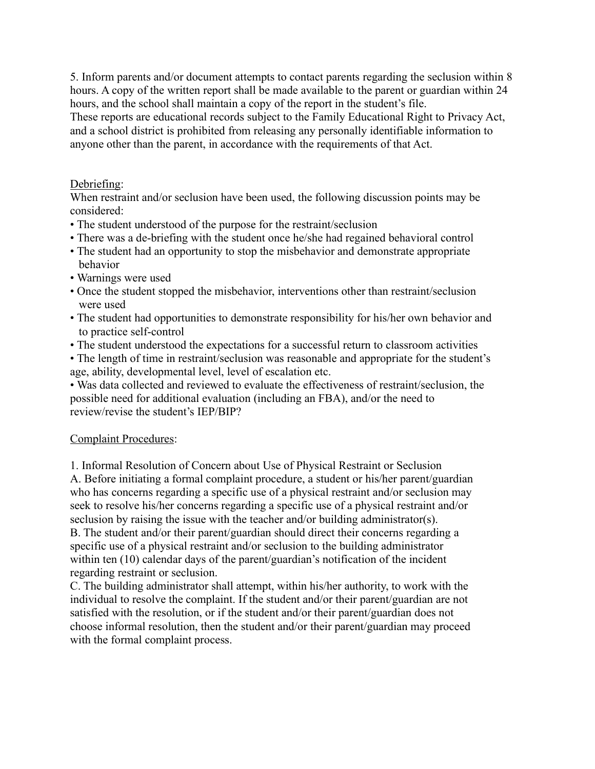5. Inform parents and/or document attempts to contact parents regarding the seclusion within 8 hours. A copy of the written report shall be made available to the parent or guardian within 24 hours, and the school shall maintain a copy of the report in the student's file.
These reports are educational records subject to the Family Educational Right to Privacy Act, and a school district is prohibited from releasing any personally identifiable information to anyone other than the parent, in accordance with the requirements of that Act.

<u>Debriefing</u>:
When restraint and/or seclusion have been used, the following discussion points may be considered:

- The student understood of the purpose for the restraint/seclusion
- There was a de-briefing with the student once he/she had regained behavioral control
- The student had an opportunity to stop the misbehavior and demonstrate appropriate behavior
- Warnings were used
- Once the student stopped the misbehavior, interventions other than restraint/seclusion were used
- The student had opportunities to demonstrate responsibility for his/her own behavior and to practice self-control
- The student understood the expectations for a successful return to classroom activities
- The length of time in restraint/seclusion was reasonable and appropriate for the student's age, ability, developmental level, level of escalation etc.
- Was data collected and reviewed to evaluate the effectiveness of restraint/seclusion, the possible need for additional evaluation (including an FBA), and/or the need to review/revise the student's IEP/BIP?

<u>Complaint Procedures</u>:

1. Informal Resolution of Concern about Use of Physical Restraint or Seclusion

A. Before initiating a formal complaint procedure, a student or his/her parent/guardian who has concerns regarding a specific use of a physical restraint and/or seclusion may seek to resolve his/her concerns regarding a specific use of a physical restraint and/or seclusion by raising the issue with the teacher and/or building administrator(s).

B. The student and/or their parent/guardian should direct their concerns regarding a specific use of a physical restraint and/or seclusion to the building administrator within ten (10) calendar days of the parent/guardian's notification of the incident regarding restraint or seclusion.

C. The building administrator shall attempt, within his/her authority, to work with the individual to resolve the complaint. If the student and/or their parent/guardian are not satisfied with the resolution, or if the student and/or their parent/guardian does not choose informal resolution, then the student and/or their parent/guardian may proceed with the formal complaint process.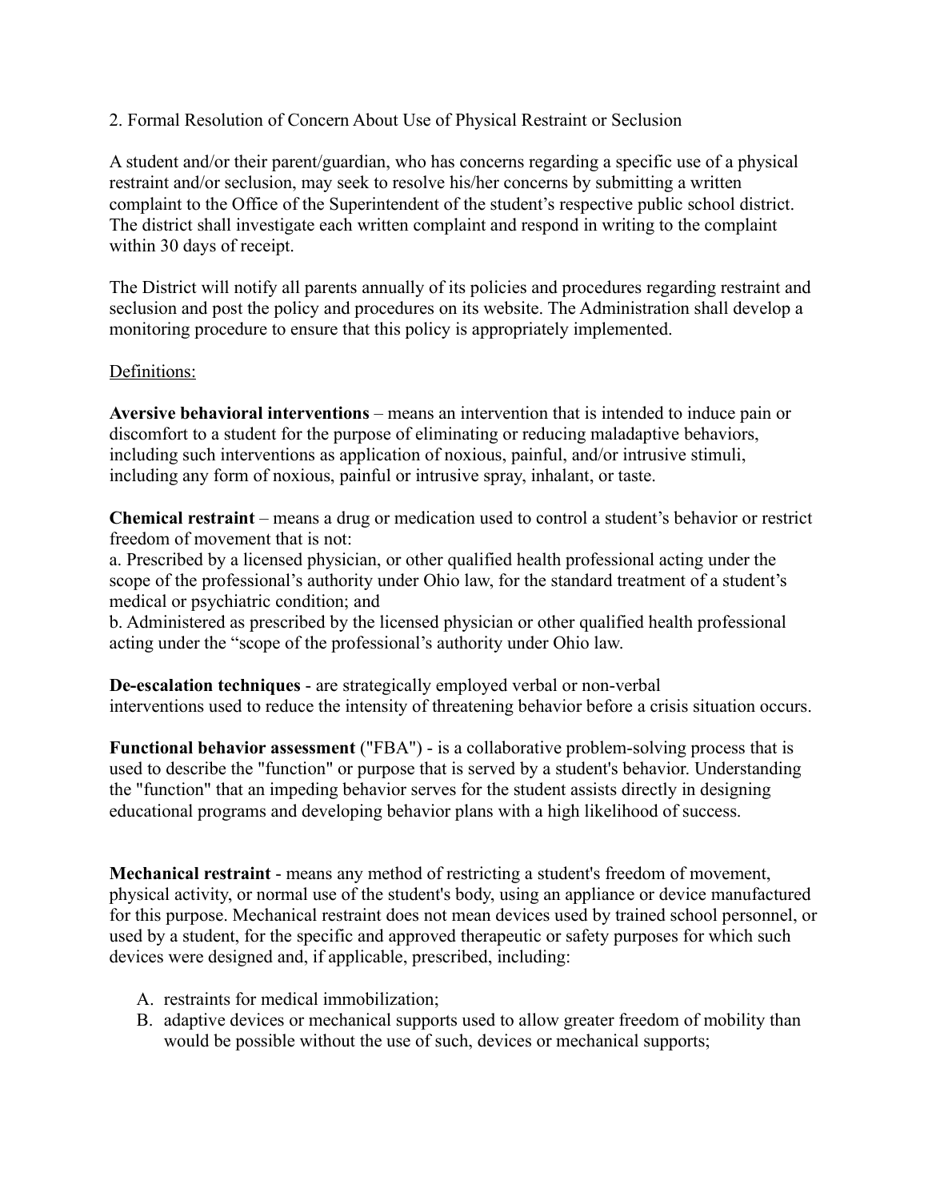2. Formal Resolution of Concern About Use of Physical Restraint or Seclusion

A student and/or their parent/guardian, who has concerns regarding a specific use of a physical restraint and/or seclusion, may seek to resolve his/her concerns by submitting a written complaint to the Office of the Superintendent of the student's respective public school district. The district shall investigate each written complaint and respond in writing to the complaint within 30 days of receipt.

The District will notify all parents annually of its policies and procedures regarding restraint and seclusion and post the policy and procedures on its website. The Administration shall develop a monitoring procedure to ensure that this policy is appropriately implemented.

<u>Definitions:</u>

**Aversive behavioral interventions** – means an intervention that is intended to induce pain or discomfort to a student for the purpose of eliminating or reducing maladaptive behaviors, including such interventions as application of noxious, painful, and/or intrusive stimuli, including any form of noxious, painful or intrusive spray, inhalant, or taste.

**Chemical restraint** – means a drug or medication used to control a student's behavior or restrict freedom of movement that is not:
a. Prescribed by a licensed physician, or other qualified health professional acting under the scope of the professional's authority under Ohio law, for the standard treatment of a student's medical or psychiatric condition; and
b. Administered as prescribed by the licensed physician or other qualified health professional acting under the "scope of the professional's authority under Ohio law.

**De-escalation techniques** - are strategically employed verbal or non-verbal interventions used to reduce the intensity of threatening behavior before a crisis situation occurs.

**Functional behavior assessment** ("FBA") - is a collaborative problem-solving process that is used to describe the "function" or purpose that is served by a student's behavior. Understanding the "function" that an impeding behavior serves for the student assists directly in designing educational programs and developing behavior plans with a high likelihood of success.

**Mechanical restraint** - means any method of restricting a student's freedom of movement, physical activity, or normal use of the student's body, using an appliance or device manufactured for this purpose. Mechanical restraint does not mean devices used by trained school personnel, or used by a student, for the specific and approved therapeutic or safety purposes for which such devices were designed and, if applicable, prescribed, including:

A. restraints for medical immobilization;
B. adaptive devices or mechanical supports used to allow greater freedom of mobility than would be possible without the use of such, devices or mechanical supports;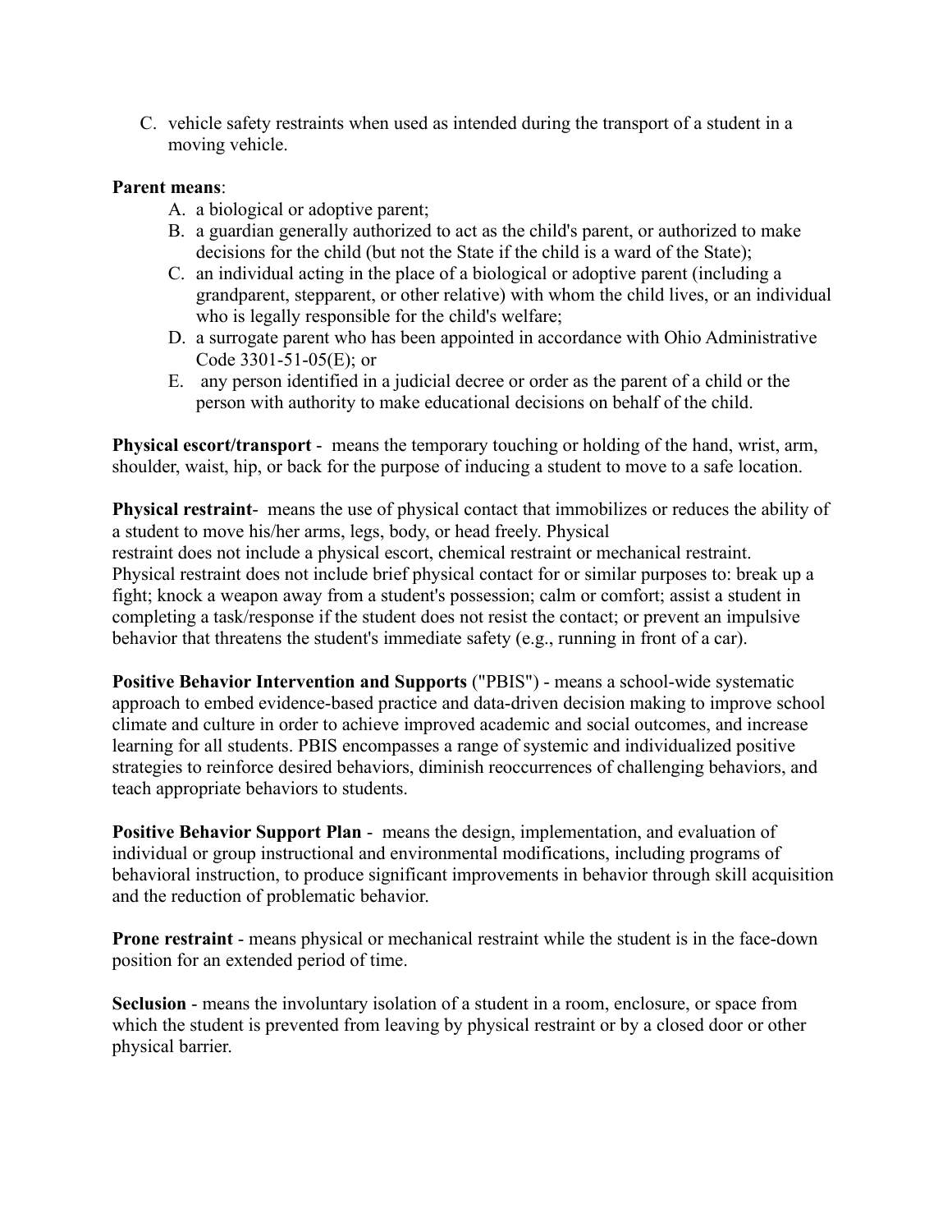C. vehicle safety restraints when used as intended during the transport of a student in a moving vehicle.

**Parent means**:

A. a biological or adoptive parent;
B. a guardian generally authorized to act as the child's parent, or authorized to make decisions for the child (but not the State if the child is a ward of the State);
C. an individual acting in the place of a biological or adoptive parent (including a grandparent, stepparent, or other relative) with whom the child lives, or an individual who is legally responsible for the child's welfare;
D. a surrogate parent who has been appointed in accordance with Ohio Administrative Code 3301-51-05(E); or
E. any person identified in a judicial decree or order as the parent of a child or the person with authority to make educational decisions on behalf of the child.

**Physical escort/transport** - means the temporary touching or holding of the hand, wrist, arm, shoulder, waist, hip, or back for the purpose of inducing a student to move to a safe location.

**Physical restraint**- means the use of physical contact that immobilizes or reduces the ability of a student to move his/her arms, legs, body, or head freely. Physical restraint does not include a physical escort, chemical restraint or mechanical restraint. Physical restraint does not include brief physical contact for or similar purposes to: break up a fight; knock a weapon away from a student's possession; calm or comfort; assist a student in completing a task/response if the student does not resist the contact; or prevent an impulsive behavior that threatens the student's immediate safety (e.g., running in front of a car).

**Positive Behavior Intervention and Supports** ("PBIS") - means a school-wide systematic approach to embed evidence-based practice and data-driven decision making to improve school climate and culture in order to achieve improved academic and social outcomes, and increase learning for all students. PBIS encompasses a range of systemic and individualized positive strategies to reinforce desired behaviors, diminish reoccurrences of challenging behaviors, and teach appropriate behaviors to students.

**Positive Behavior Support Plan** - means the design, implementation, and evaluation of individual or group instructional and environmental modifications, including programs of behavioral instruction, to produce significant improvements in behavior through skill acquisition and the reduction of problematic behavior.

**Prone restraint** - means physical or mechanical restraint while the student is in the face-down position for an extended period of time.

**Seclusion** - means the involuntary isolation of a student in a room, enclosure, or space from which the student is prevented from leaving by physical restraint or by a closed door or other physical barrier.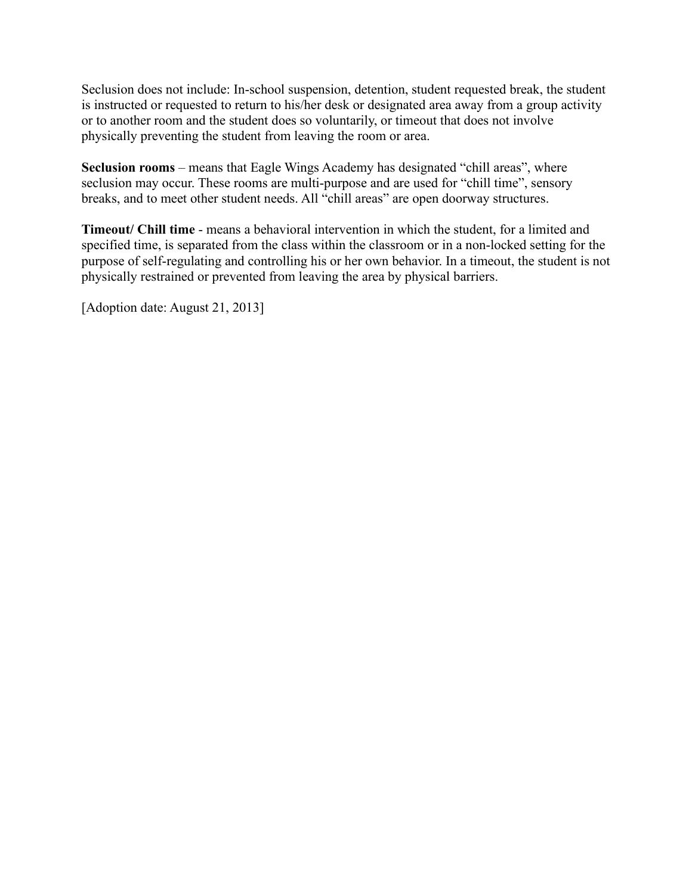Seclusion does not include: In-school suspension, detention, student requested break, the student is instructed or requested to return to his/her desk or designated area away from a group activity or to another room and the student does so voluntarily, or timeout that does not involve physically preventing the student from leaving the room or area.

**Seclusion rooms** – means that Eagle Wings Academy has designated "chill areas", where seclusion may occur. These rooms are multi-purpose and are used for "chill time", sensory breaks, and to meet other student needs. All "chill areas" are open doorway structures.

**Timeout/ Chill time** - means a behavioral intervention in which the student, for a limited and specified time, is separated from the class within the classroom or in a non-locked setting for the purpose of self-regulating and controlling his or her own behavior. In a timeout, the student is not physically restrained or prevented from leaving the area by physical barriers.

[Adoption date: August 21, 2013]